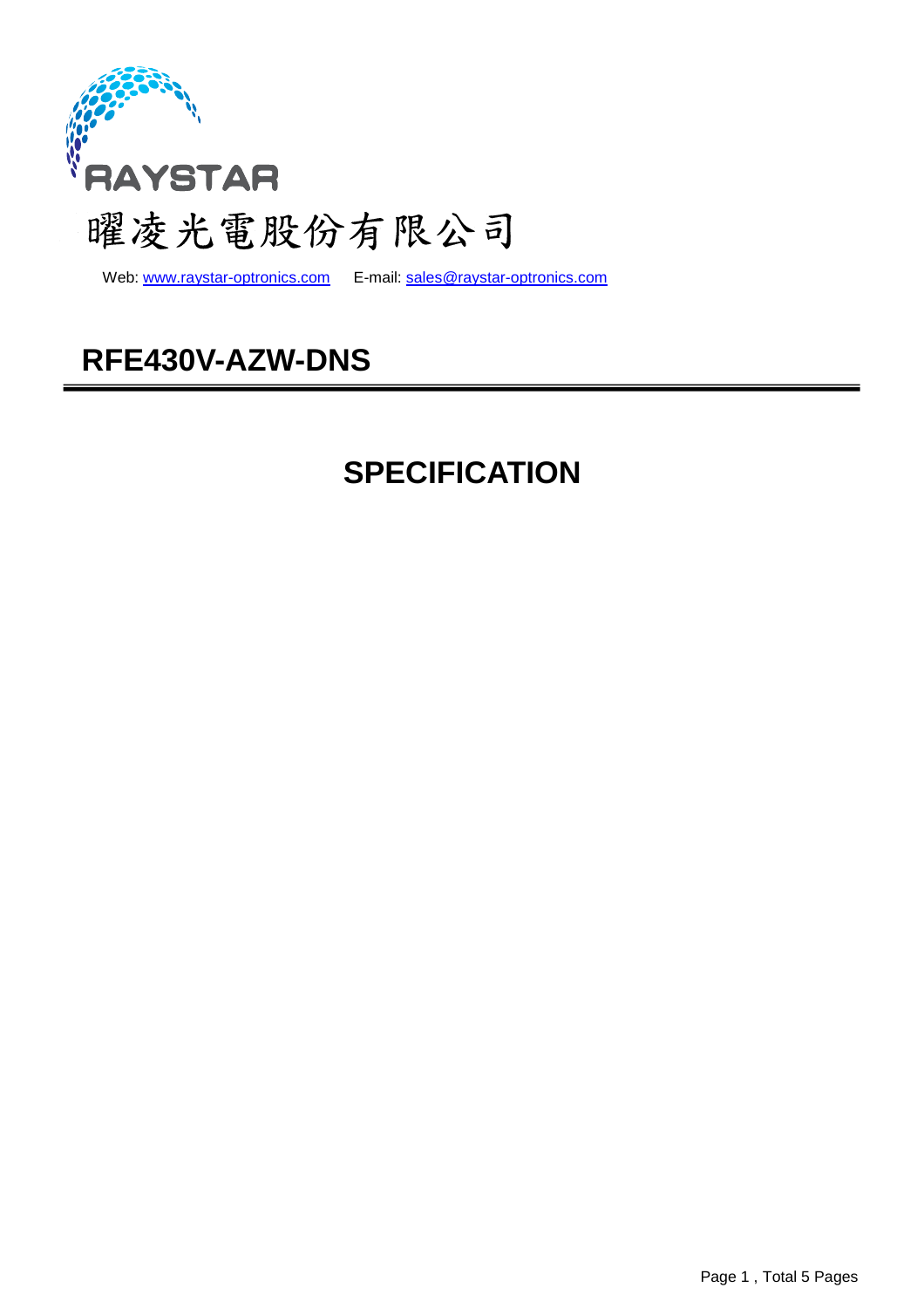RAYSTAR

曜凌光電股份有限公司

Web: www.raystar-optronics.com E-mail: sales@raystar-optronics.com

# RFE430V-AZW-DNS

# SPECIFICATION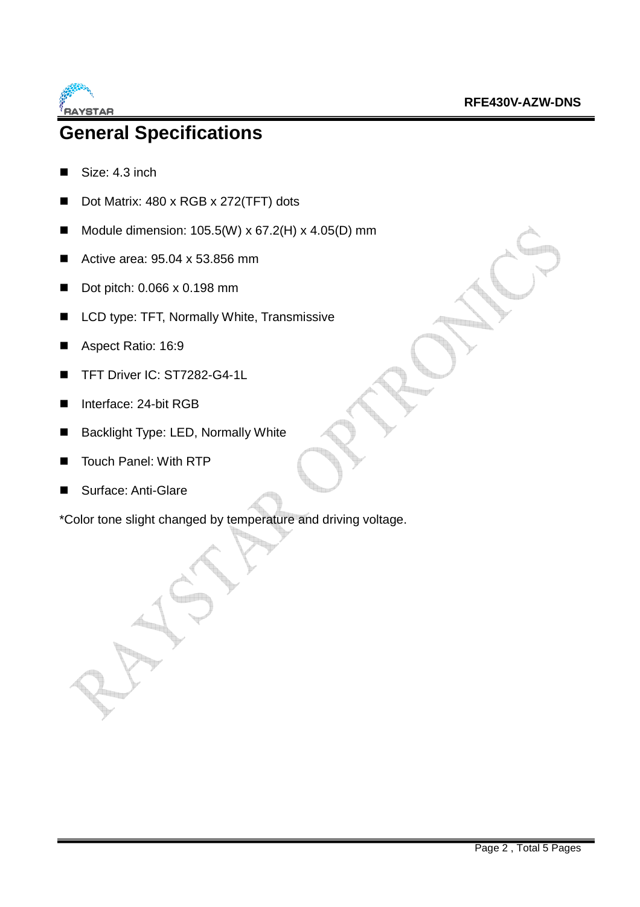# General Specifications

- Size: 4.3 inch
- Dot Matrix: 480 x RGB x 272(TFT) dots
- Module dimension: 105.5(W) x 67.2(H) x 4.05(D) mm
- Active area: 95.04 x 53.856 mm
- Dot pitch: 0.066 x 0.198 mm
- LCD type: TFT, Normally White, Transmissive
- Aspect Ratio: 16:9
- TFT Driver IC: ST7282-G4-1L
- Interface: 24-bit RGB
- Backlight Type: LED, Normally White
- Touch Panel: With RTP
- Surface: Anti-Glare

*Color tone slight changed by temperature and driving voltage.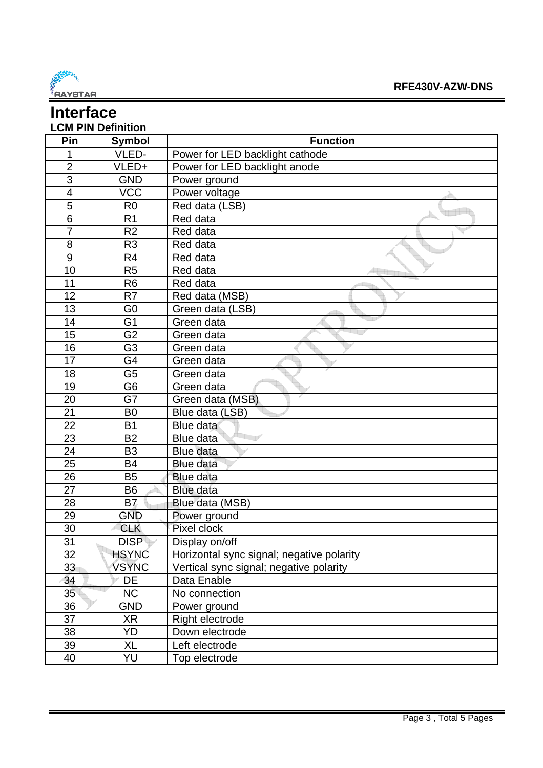# Interface

**LCM PIN Definition**

| Pin | Symbol | Function |
|---|---|---|
| 1 | VLED- | Power for LED backlight cathode |
| 2 | VLED+ | Power for LED backlight anode |
| 3 | GND | Power ground |
| 4 | VCC | Power voltage |
| 5 | R0 | Red data (LSB) |
| 6 | R1 | Red data |
| 7 | R2 | Red data |
| 8 | R3 | Red data |
| 9 | R4 | Red data |
| 10 | R5 | Red data |
| 11 | R6 | Red data |
| 12 | R7 | Red data (MSB) |
| 13 | G0 | Green data (LSB) |
| 14 | G1 | Green data |
| 15 | G2 | Green data |
| 16 | G3 | Green data |
| 17 | G4 | Green data |
| 18 | G5 | Green data |
| 19 | G6 | Green data |
| 20 | G7 | Green data (MSB) |
| 21 | B0 | Blue data (LSB) |
| 22 | B1 | Blue data |
| 23 | B2 | Blue data |
| 24 | B3 | Blue data |
| 25 | B4 | Blue data |
| 26 | B5 | Blue data |
| 27 | B6 | Blue data |
| 28 | B7 | Blue data (MSB) |
| 29 | GND | Power ground |
| 30 | CLK | Pixel clock |
| 31 | DISP | Display on/off |
| 32 | HSYNC | Horizontal sync signal; negative polarity |
| 33 | VSYNC | Vertical sync signal; negative polarity |
| 34 | DE | Data Enable |
| 35 | NC | No connection |
| 36 | GND | Power ground |
| 37 | XR | Right electrode |
| 38 | YD | Down electrode |
| 39 | XL | Left electrode |
| 40 | YU | Top electrode |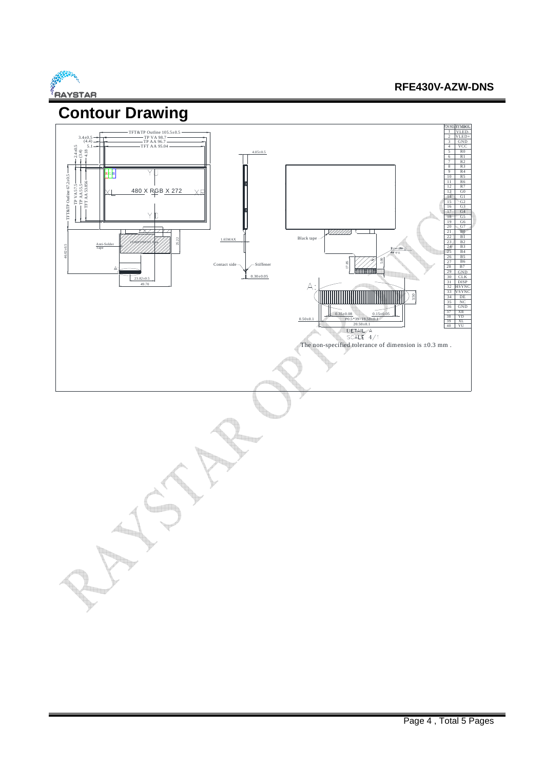# Contour Drawing

| PIN NO. | SYMBOL |
|---|---|
| 1 | VLED- |
| 2 | VLED+ |
| 3 | GND |
| 4 | VCC |
| 5 | R0 |
| 6 | R1 |
| 7 | R2 |
| 8 | R3 |
| 9 | R4 |
| 10 | R5 |
| 11 | R6 |
| 12 | R7 |
| 13 | G0 |
| 14 | G1 |
| 15 | G2 |
| 16 | G3 |
| 17 | G4 |
| 18 | G5 |
| 19 | G6 |
| 20 | G7 |
| 21 | B0 |
| 22 | B1 |
| 23 | B2 |
| 24 | B3 |
| 25 | B4 |
| 26 | B5 |
| 27 | B6 |
| 28 | B7 |
| 29 | GND |
| 30 | CLK |
| 31 | DISP |
| 32 | HSYNC |
| 33 | VSYNC |
| 34 | DE |
| 35 | NC |
| 36 | GND |
| 37 | XR |
| 38 | YD |
| 39 | XL |
| 40 | YU |

TFT&TP Outline 105.5±0.5
TP VA 98.7
TP AA 96.7
TFT AA 95.04
3.4±0.5
(4.4)
5.1
2.4±0.5
(3.4)
4.18
TFT&TP Outline 67.2±0.5
TP VA 57.5
TP AA 55.5
TFT AA 53.856
480 X RGB X 272
XL XR YU YD
Anti-Solder Tape
COMPONENT Area
25.22
46.02±0.5
23.82±0.5
49.70
4.05±0.5
1.65MAX
Contact side
Stiffener
0.30±0.05
Black tape
Bending Area
17.85
5.00
3.50
0.35±0.08
0.15±0.05
0.50±0.1
P0.5*39=19.50±0.1
20.50±0.1
DETAIL A
SCALE 4/1

The non-specified tolerance of dimension is ±0.3 mm .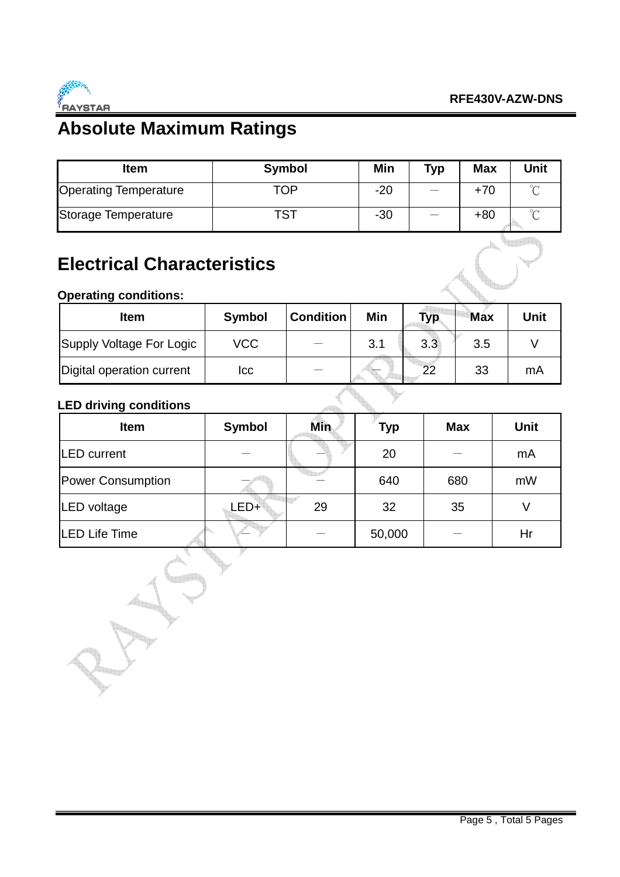# Absolute Maximum Ratings

| Item | Symbol | Min | Typ | Max | Unit |
|---|---|---|---|---|---|
| Operating Temperature | TOP | -20 | — | +70 | ℃ |
| Storage Temperature | TST | -30 | — | +80 | ℃ |

# Electrical Characteristics

**Operating conditions:**

| Item | Symbol | Condition | Min | Typ | Max | Unit |
|---|---|---|---|---|---|---|
| Supply Voltage For Logic | VCC | — | 3.1 | 3.3 | 3.5 | V |
| Digital operation current | Icc | — | — | 22 | 33 | mA |

**LED driving conditions**

| Item | Symbol | Min | Typ | Max | Unit |
|---|---|---|---|---|---|
| LED current | — | — | 20 | — | mA |
| Power Consumption | — | — | 640 | 680 | mW |
| LED voltage | LED+ | 29 | 32 | 35 | V |
| LED Life Time | — | — | 50,000 | — | Hr |